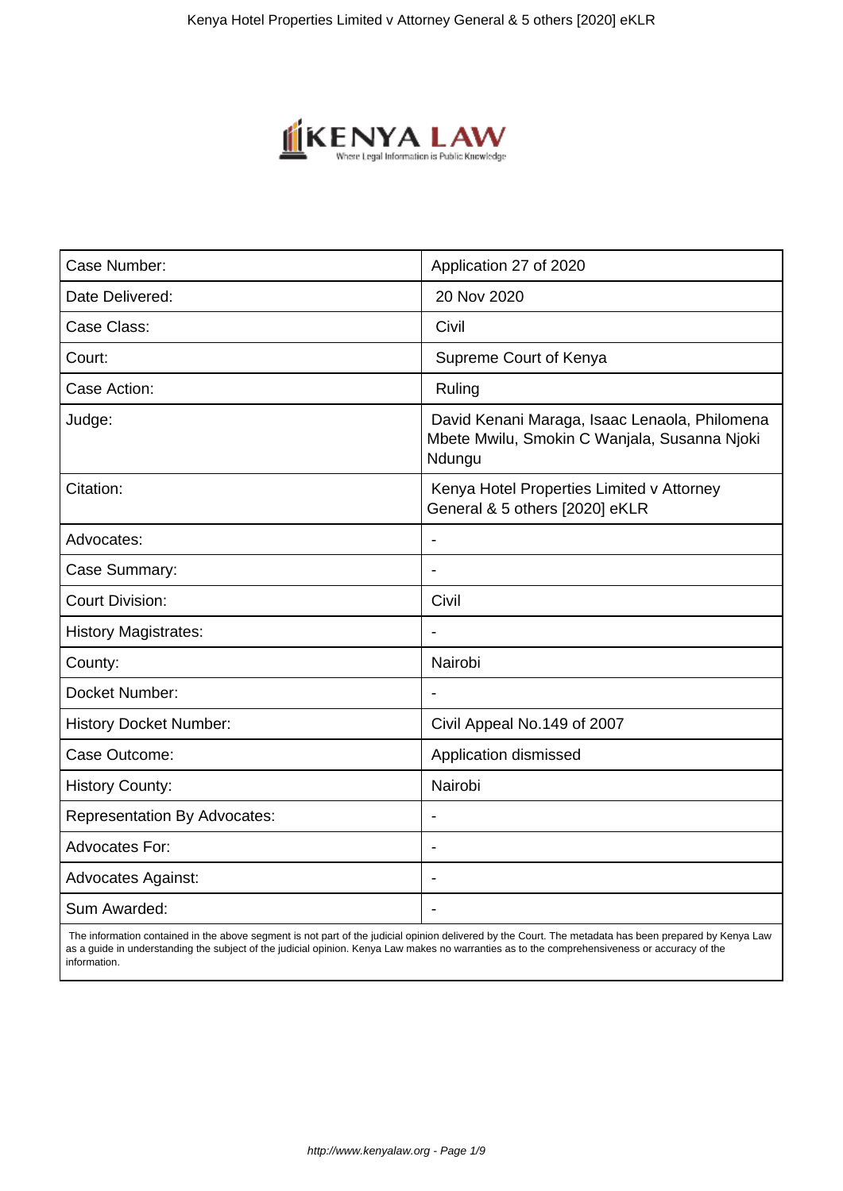| Case Number: | Application 27 of 2020 |
| --- | --- |
| Date Delivered: | 20 Nov 2020 |
| Case Class: | Civil |
| Court: | Supreme Court of Kenya |
| Case Action: | Ruling |
| Judge: | David Kenani Maraga, Isaac Lenaola, Philomena Mbete Mwilu, Smokin C Wanjala, Susanna Njoki Ndungu |
| Citation: | Kenya Hotel Properties Limited v Attorney General & 5 others [2020] eKLR |
| Advocates: | - |
| Case Summary: | - |
| Court Division: | Civil |
| History Magistrates: | - |
| County: | Nairobi |
| Docket Number: | - |
| History Docket Number: | Civil Appeal No.149 of 2007 |
| Case Outcome: | Application dismissed |
| History County: | Nairobi |
| Representation By Advocates: | - |
| Advocates For: | - |
| Advocates Against: | - |
| Sum Awarded: | - |

The information contained in the above segment is not part of the judicial opinion delivered by the Court. The metadata has been prepared by Kenya Law as a guide in understanding the subject of the judicial opinion. Kenya Law makes no warranties as to the comprehensiveness or accuracy of the information.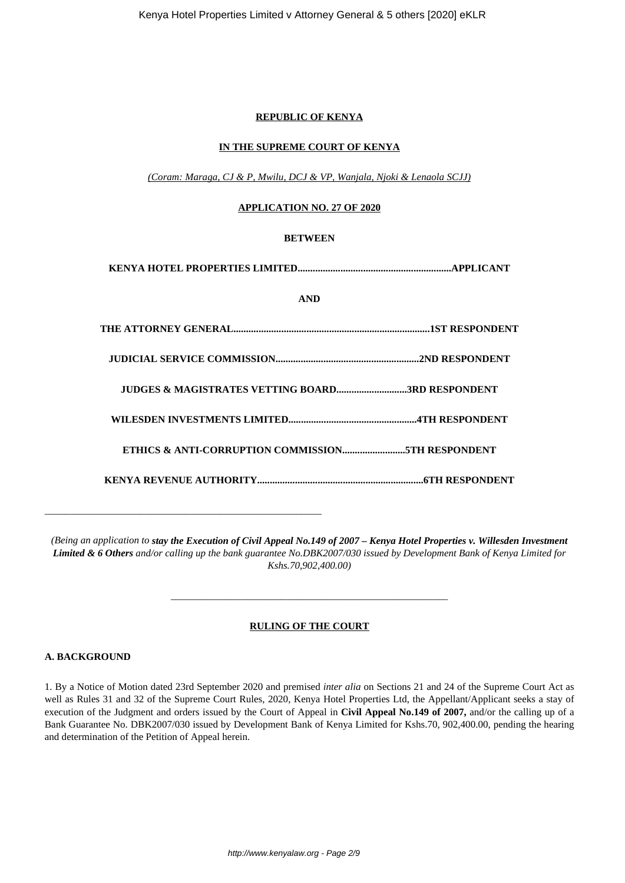**REPUBLIC OF KENYA**

**IN THE SUPREME COURT OF KENYA**

*(Coram: Maraga, CJ & P, Mwilu, DCJ & VP, Wanjala, Njoki & Lenaola SCJJ)*

**APPLICATION NO. 27 OF 2020**

**BETWEEN**

**KENYA HOTEL PROPERTIES LIMITED.............................................................APPLICANT**

**AND**

**THE ATTORNEY GENERAL..............................................................................1ST RESPONDENT**

**JUDICIAL SERVICE COMMISSION.........................................................2ND RESPONDENT**

**JUDGES & MAGISTRATES VETTING BOARD............................3RD RESPONDENT**

**WILESDEN INVESTMENTS LIMITED...................................................4TH RESPONDENT**

**ETHICS & ANTI-CORRUPTION COMMISSION.........................5TH RESPONDENT**

**KENYA REVENUE AUTHORITY..................................................................6TH RESPONDENT**

---

*(Being an application to* ***stay the Execution of Civil Appeal No.149 of 2007 – Kenya Hotel Properties v. Willesden Investment Limited & 6 Others*** *and/or calling up the bank guarantee No.DBK2007/030 issued by Development Bank of Kenya Limited for Kshs.70,902,400.00)*

---

**RULING OF THE COURT**

**A. BACKGROUND**

1. By a Notice of Motion dated 23rd September 2020 and premised *inter alia* on Sections 21 and 24 of the Supreme Court Act as well as Rules 31 and 32 of the Supreme Court Rules, 2020, Kenya Hotel Properties Ltd, the Appellant/Applicant seeks a stay of execution of the Judgment and orders issued by the Court of Appeal in **Civil Appeal No.149 of 2007,** and/or the calling up of a Bank Guarantee No. DBK2007/030 issued by Development Bank of Kenya Limited for Kshs.70, 902,400.00, pending the hearing and determination of the Petition of Appeal herein.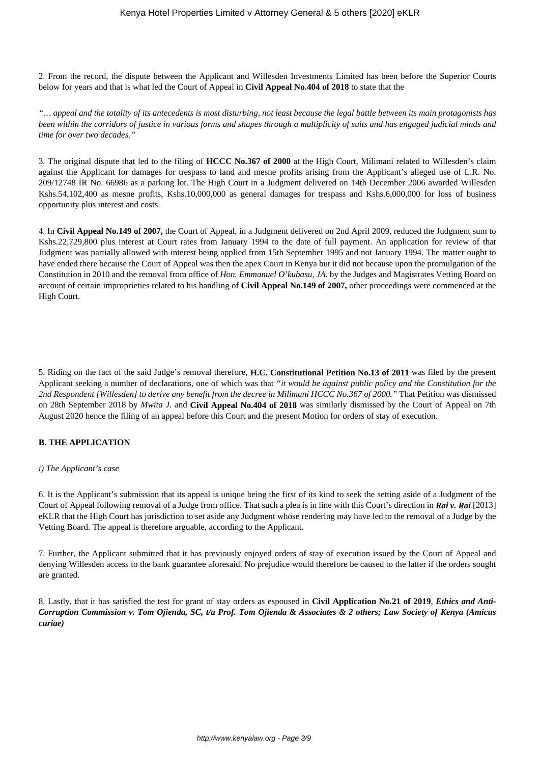2. From the record, the dispute between the Applicant and Willesden Investments Limited has been before the Superior Courts below for years and that is what led the Court of Appeal in **Civil Appeal No.404 of 2018** to state that the

*"… appeal and the totality of its antecedents is most disturbing, not least because the legal battle between its main protagonists has been within the corridors of justice in various forms and shapes through a multiplicity of suits and has engaged judicial minds and time for over two decades."*

3. The original dispute that led to the filing of **HCCC No.367 of 2000** at the High Court, Milimani related to Willesden's claim against the Applicant for damages for trespass to land and mesne profits arising from the Applicant's alleged use of L.R. No. 209/12748 IR No. 66986 as a parking lot. The High Court in a Judgment delivered on 14th December 2006 awarded Willesden Kshs.54,102,400 as mesne profits, Kshs.10,000,000 as general damages for trespass and Kshs.6,000,000 for loss of business opportunity plus interest and costs.

4. In **Civil Appeal No.149 of 2007,** the Court of Appeal, in a Judgment delivered on 2nd April 2009, reduced the Judgment sum to Kshs.22,729,800 plus interest at Court rates from January 1994 to the date of full payment. An application for review of that Judgment was partially allowed with interest being applied from 15th September 1995 and not January 1994. The matter ought to have ended there because the Court of Appeal was then the apex Court in Kenya but it did not because upon the promulgation of the Constitution in 2010 and the removal from office of *Hon. Emmanuel O'kubasu, JA.* by the Judges and Magistrates Vetting Board on account of certain improprieties related to his handling of **Civil Appeal No.149 of 2007,** other proceedings were commenced at the High Court.

5. Riding on the fact of the said Judge's removal therefore, **H.C. Constitutional Petition No.13 of 2011** was filed by the present Applicant seeking a number of declarations, one of which was that *"it would be against public policy and the Constitution for the 2nd Respondent [Willesden] to derive any benefit from the decree in Milimani HCCC No.367 of 2000."* That Petition was dismissed on 28th September 2018 by *Mwita J.* and **Civil Appeal No.404 of 2018** was similarly dismissed by the Court of Appeal on 7th August 2020 hence the filing of an appeal before this Court and the present Motion for orders of stay of execution.

**B. THE APPLICATION**

*i) The Applicant's case*

6. It is the Applicant's submission that its appeal is unique being the first of its kind to seek the setting aside of a Judgment of the Court of Appeal following removal of a Judge from office. That such a plea is in line with this Court's direction in ***Rai v. Rai*** [2013] eKLR that the High Court has jurisdiction to set aside any Judgment whose rendering may have led to the removal of a Judge by the Vetting Board. The appeal is therefore arguable, according to the Applicant.

7. Further, the Applicant submitted that it has previously enjoyed orders of stay of execution issued by the Court of Appeal and denying Willesden access to the bank guarantee aforesaid. No prejudice would therefore be caused to the latter if the orders sought are granted.

8. Lastly, that it has satisfied the test for grant of stay orders as espoused in **Civil Application No.21 of 2019**, ***Ethics and Anti-Corruption Commission v. Tom Ojienda, SC, t/a Prof. Tom Ojienda & Associates & 2 others; Law Society of Kenya (Amicus curiae)***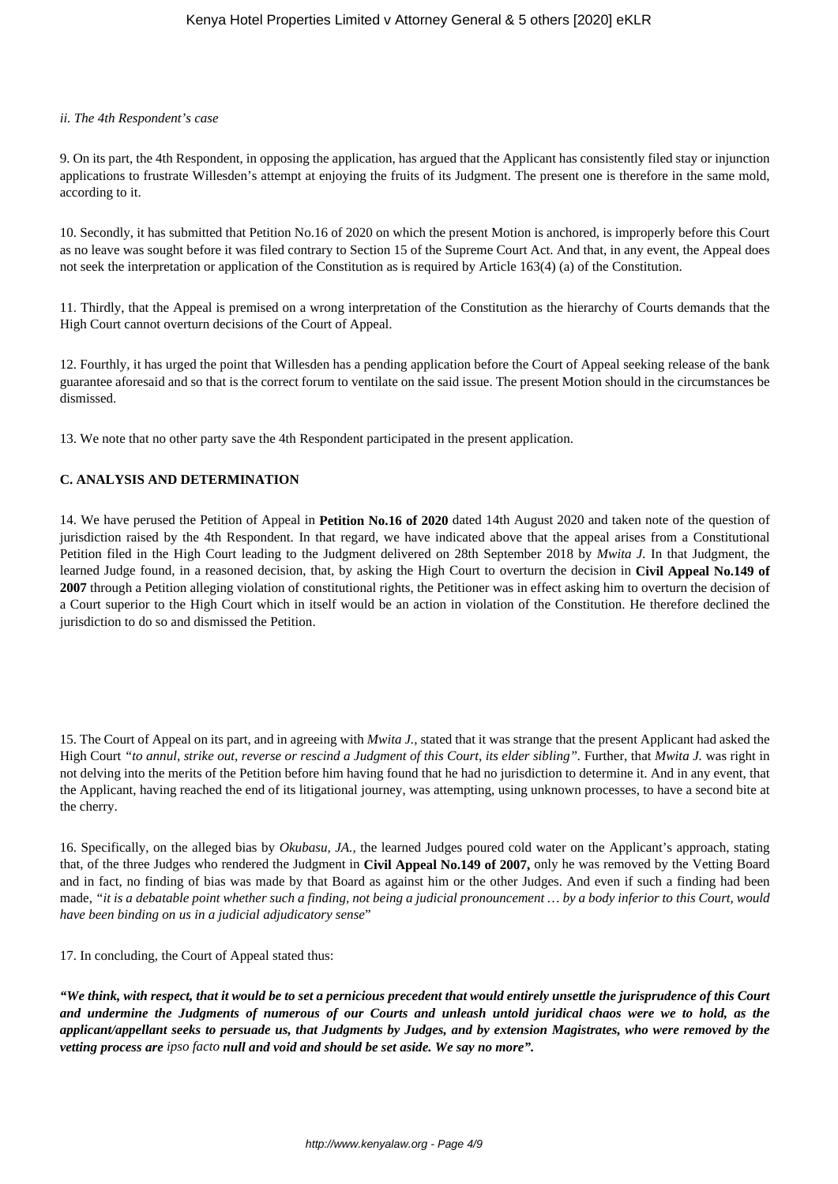*ii. The 4th Respondent's case*

9. On its part, the 4th Respondent, in opposing the application, has argued that the Applicant has consistently filed stay or injunction applications to frustrate Willesden's attempt at enjoying the fruits of its Judgment. The present one is therefore in the same mold, according to it.

10. Secondly, it has submitted that Petition No.16 of 2020 on which the present Motion is anchored, is improperly before this Court as no leave was sought before it was filed contrary to Section 15 of the Supreme Court Act. And that, in any event, the Appeal does not seek the interpretation or application of the Constitution as is required by Article 163(4) (a) of the Constitution.

11. Thirdly, that the Appeal is premised on a wrong interpretation of the Constitution as the hierarchy of Courts demands that the High Court cannot overturn decisions of the Court of Appeal.

12. Fourthly, it has urged the point that Willesden has a pending application before the Court of Appeal seeking release of the bank guarantee aforesaid and so that is the correct forum to ventilate on the said issue. The present Motion should in the circumstances be dismissed.

13. We note that no other party save the 4th Respondent participated in the present application.

## C. ANALYSIS AND DETERMINATION

14. We have perused the Petition of Appeal in **Petition No.16 of 2020** dated 14th August 2020 and taken note of the question of jurisdiction raised by the 4th Respondent. In that regard, we have indicated above that the appeal arises from a Constitutional Petition filed in the High Court leading to the Judgment delivered on 28th September 2018 by *Mwita J*. In that Judgment, the learned Judge found, in a reasoned decision, that, by asking the High Court to overturn the decision in **Civil Appeal No.149 of 2007** through a Petition alleging violation of constitutional rights, the Petitioner was in effect asking him to overturn the decision of a Court superior to the High Court which in itself would be an action in violation of the Constitution. He therefore declined the jurisdiction to do so and dismissed the Petition.

15. The Court of Appeal on its part, and in agreeing with *Mwita J.*, stated that it was strange that the present Applicant had asked the High Court *"to annul, strike out, reverse or rescind a Judgment of this Court, its elder sibling"*. Further, that *Mwita J.* was right in not delving into the merits of the Petition before him having found that he had no jurisdiction to determine it. And in any event, that the Applicant, having reached the end of its litigational journey, was attempting, using unknown processes, to have a second bite at the cherry.

16. Specifically, on the alleged bias by *Okubasu, JA.*, the learned Judges poured cold water on the Applicant's approach, stating that, of the three Judges who rendered the Judgment in **Civil Appeal No.149 of 2007,** only he was removed by the Vetting Board and in fact, no finding of bias was made by that Board as against him or the other Judges. And even if such a finding had been made, *"it is a debatable point whether such a finding, not being a judicial pronouncement … by a body inferior to this Court, would have been binding on us in a judicial adjudicatory sense*"

17. In concluding, the Court of Appeal stated thus:

***"We think, with respect, that it would be to set a pernicious precedent that would entirely unsettle the jurisprudence of this Court and undermine the Judgments of numerous of our Courts and unleash untold juridical chaos were we to hold, as the applicant/appellant seeks to persuade us, that Judgments by Judges, and by extension Magistrates, who were removed by the vetting process are*** *ipso facto* ***null and void and should be set aside. We say no more".***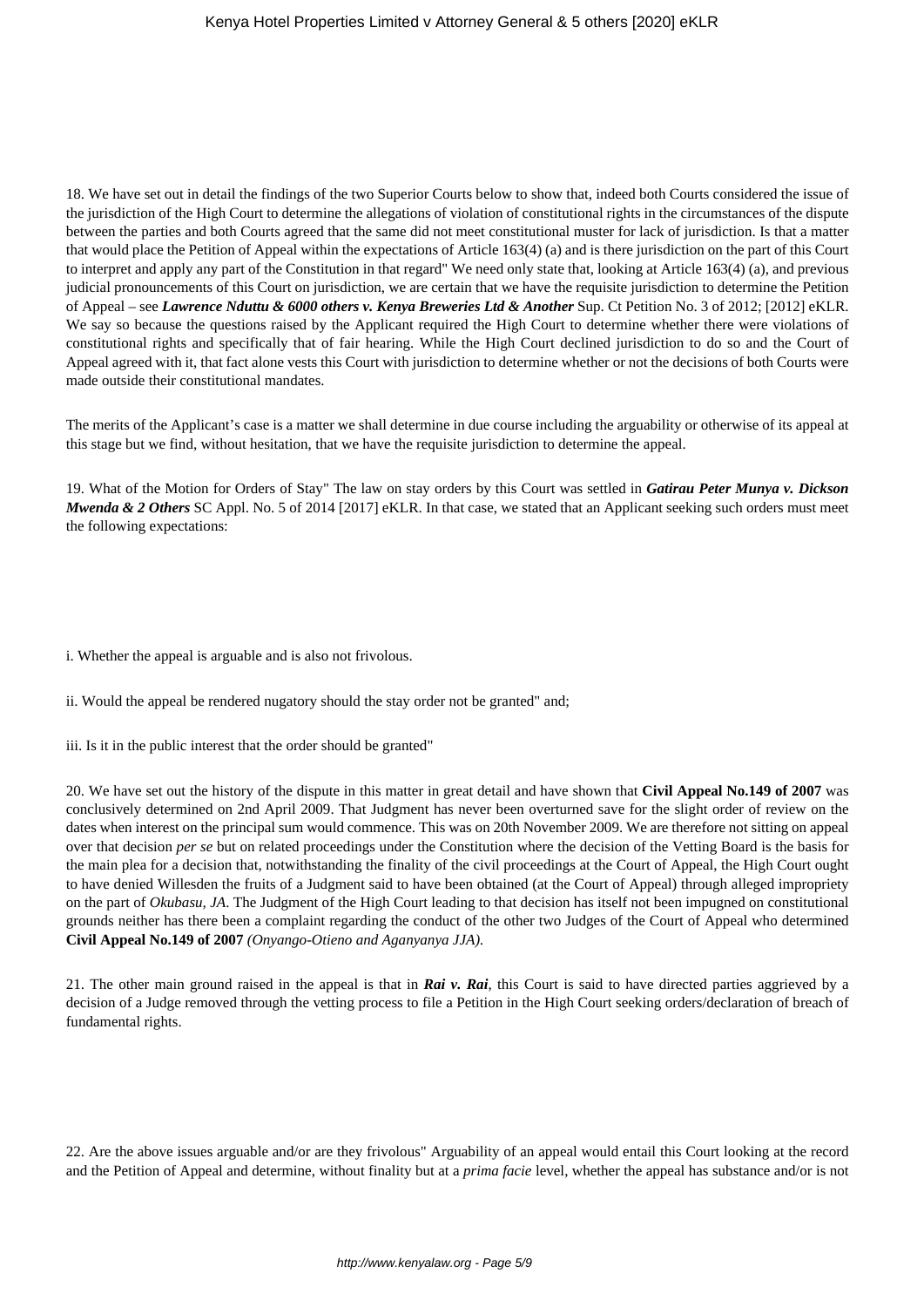18. We have set out in detail the findings of the two Superior Courts below to show that, indeed both Courts considered the issue of the jurisdiction of the High Court to determine the allegations of violation of constitutional rights in the circumstances of the dispute between the parties and both Courts agreed that the same did not meet constitutional muster for lack of jurisdiction. Is that a matter that would place the Petition of Appeal within the expectations of Article 163(4) (a) and is there jurisdiction on the part of this Court to interpret and apply any part of the Constitution in that regard" We need only state that, looking at Article 163(4) (a), and previous judicial pronouncements of this Court on jurisdiction, we are certain that we have the requisite jurisdiction to determine the Petition of Appeal – see ***Lawrence Nduttu & 6000 others v. Kenya Breweries Ltd & Another*** Sup. Ct Petition No. 3 of 2012; [2012] eKLR. We say so because the questions raised by the Applicant required the High Court to determine whether there were violations of constitutional rights and specifically that of fair hearing. While the High Court declined jurisdiction to do so and the Court of Appeal agreed with it, that fact alone vests this Court with jurisdiction to determine whether or not the decisions of both Courts were made outside their constitutional mandates.

The merits of the Applicant's case is a matter we shall determine in due course including the arguability or otherwise of its appeal at this stage but we find, without hesitation, that we have the requisite jurisdiction to determine the appeal.

19. What of the Motion for Orders of Stay" The law on stay orders by this Court was settled in ***Gatirau Peter Munya v. Dickson Mwenda & 2 Others*** SC Appl. No. 5 of 2014 [2017] eKLR. In that case, we stated that an Applicant seeking such orders must meet the following expectations:

i. Whether the appeal is arguable and is also not frivolous.

ii. Would the appeal be rendered nugatory should the stay order not be granted" and;

iii. Is it in the public interest that the order should be granted"

20. We have set out the history of the dispute in this matter in great detail and have shown that **Civil Appeal No.149 of 2007** was conclusively determined on 2nd April 2009. That Judgment has never been overturned save for the slight order of review on the dates when interest on the principal sum would commence. This was on 20th November 2009. We are therefore not sitting on appeal over that decision *per se* but on related proceedings under the Constitution where the decision of the Vetting Board is the basis for the main plea for a decision that, notwithstanding the finality of the civil proceedings at the Court of Appeal, the High Court ought to have denied Willesden the fruits of a Judgment said to have been obtained (at the Court of Appeal) through alleged impropriety on the part of *Okubasu, JA*. The Judgment of the High Court leading to that decision has itself not been impugned on constitutional grounds neither has there been a complaint regarding the conduct of the other two Judges of the Court of Appeal who determined **Civil Appeal No.149 of 2007** *(Onyango-Otieno and Aganyanya JJA).*

21. The other main ground raised in the appeal is that in ***Rai v. Rai***, this Court is said to have directed parties aggrieved by a decision of a Judge removed through the vetting process to file a Petition in the High Court seeking orders/declaration of breach of fundamental rights.

22. Are the above issues arguable and/or are they frivolous" Arguability of an appeal would entail this Court looking at the record and the Petition of Appeal and determine, without finality but at a *prima facie* level, whether the appeal has substance and/or is not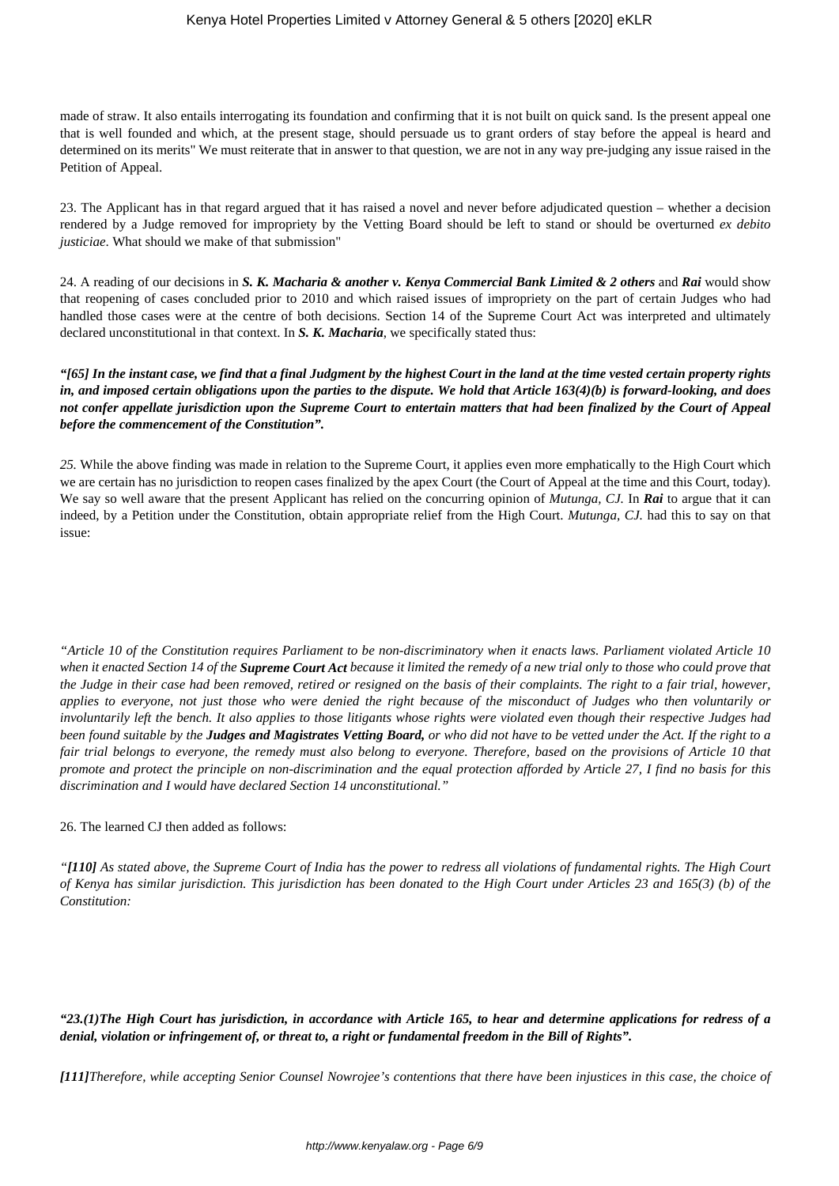made of straw. It also entails interrogating its foundation and confirming that it is not built on quick sand. Is the present appeal one that is well founded and which, at the present stage, should persuade us to grant orders of stay before the appeal is heard and determined on its merits" We must reiterate that in answer to that question, we are not in any way pre-judging any issue raised in the Petition of Appeal.

23. The Applicant has in that regard argued that it has raised a novel and never before adjudicated question – whether a decision rendered by a Judge removed for impropriety by the Vetting Board should be left to stand or should be overturned *ex debito justiciae*. What should we make of that submission"

24. A reading of our decisions in ***S. K. Macharia & another v. Kenya Commercial Bank Limited & 2 others*** and ***Rai*** would show that reopening of cases concluded prior to 2010 and which raised issues of impropriety on the part of certain Judges who had handled those cases were at the centre of both decisions. Section 14 of the Supreme Court Act was interpreted and ultimately declared unconstitutional in that context. In ***S. K. Macharia***, we specifically stated thus:

***"[65] In the instant case, we find that a final Judgment by the highest Court in the land at the time vested certain property rights in, and imposed certain obligations upon the parties to the dispute. We hold that Article 163(4)(b) is forward-looking, and does not confer appellate jurisdiction upon the Supreme Court to entertain matters that had been finalized by the Court of Appeal before the commencement of the Constitution".***

*25.* While the above finding was made in relation to the Supreme Court, it applies even more emphatically to the High Court which we are certain has no jurisdiction to reopen cases finalized by the apex Court (the Court of Appeal at the time and this Court, today). We say so well aware that the present Applicant has relied on the concurring opinion of *Mutunga, CJ.* In ***Rai*** to argue that it can indeed, by a Petition under the Constitution, obtain appropriate relief from the High Court. *Mutunga, CJ.* had this to say on that issue:

*"Article 10 of the Constitution requires Parliament to be non-discriminatory when it enacts laws. Parliament violated Article 10 when it enacted Section 14 of the* ***Supreme Court Act*** *because it limited the remedy of a new trial only to those who could prove that the Judge in their case had been removed, retired or resigned on the basis of their complaints. The right to a fair trial, however, applies to everyone, not just those who were denied the right because of the misconduct of Judges who then voluntarily or involuntarily left the bench. It also applies to those litigants whose rights were violated even though their respective Judges had been found suitable by the* ***Judges and Magistrates Vetting Board,*** *or who did not have to be vetted under the Act. If the right to a fair trial belongs to everyone, the remedy must also belong to everyone. Therefore, based on the provisions of Article 10 that promote and protect the principle on non-discrimination and the equal protection afforded by Article 27, I find no basis for this discrimination and I would have declared Section 14 unconstitutional."*

26. The learned CJ then added as follows:

*"**[110]** As stated above, the Supreme Court of India has the power to redress all violations of fundamental rights. The High Court of Kenya has similar jurisdiction. This jurisdiction has been donated to the High Court under Articles 23 and 165(3) (b) of the Constitution:*

***"23.(1)The High Court has jurisdiction, in accordance with Article 165, to hear and determine applications for redress of a denial, violation or infringement of, or threat to, a right or fundamental freedom in the Bill of Rights".***

***[111]****Therefore, while accepting Senior Counsel Nowrojee's contentions that there have been injustices in this case, the choice of*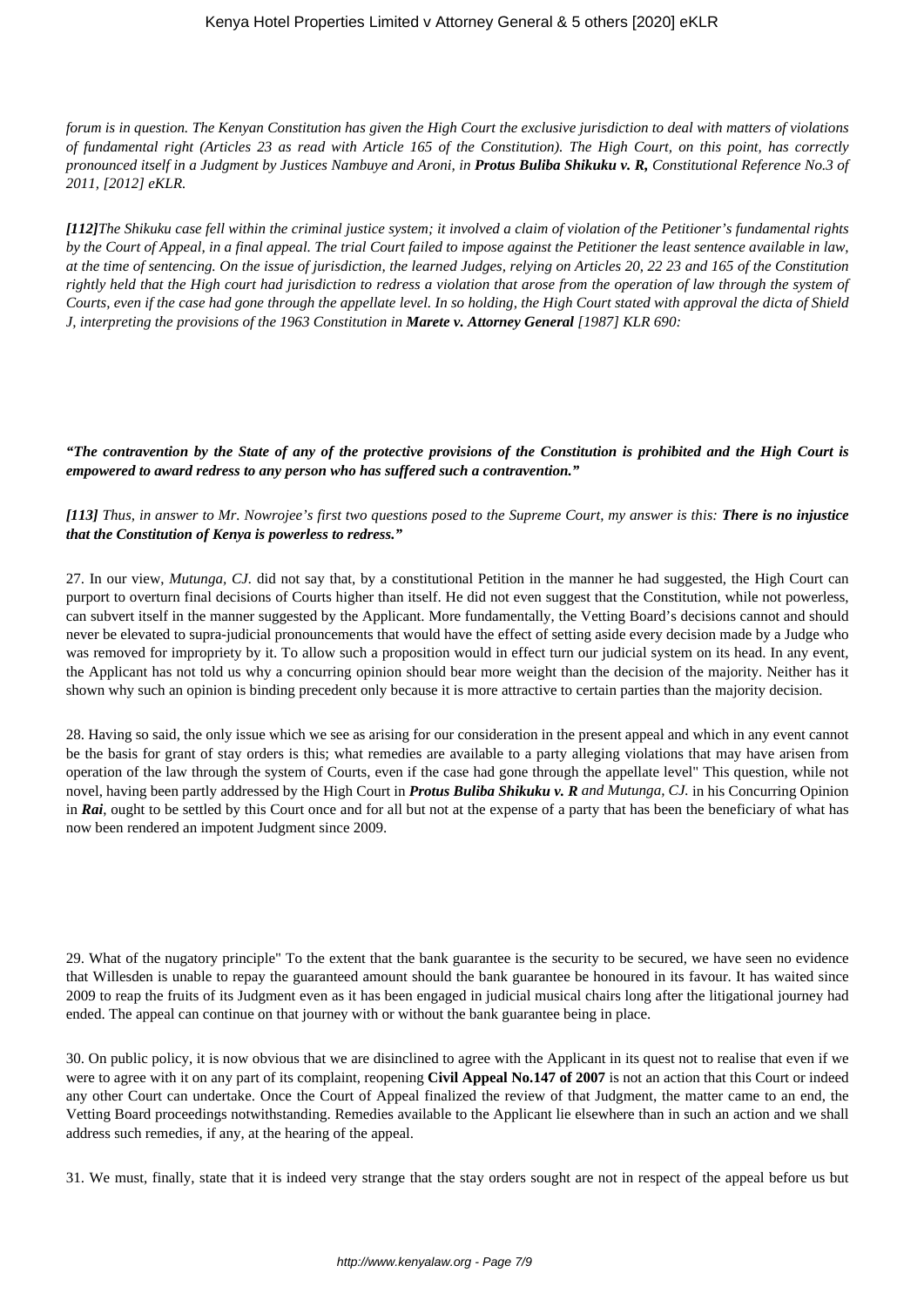*forum is in question. The Kenyan Constitution has given the High Court the exclusive jurisdiction to deal with matters of violations of fundamental right (Articles 23 as read with Article 165 of the Constitution). The High Court, on this point, has correctly pronounced itself in a Judgment by Justices Nambuye and Aroni, in* ***Protus Buliba Shikuku v. R,*** *Constitutional Reference No.3 of 2011, [2012] eKLR.*

***[112]****The Shikuku case fell within the criminal justice system; it involved a claim of violation of the Petitioner's fundamental rights by the Court of Appeal, in a final appeal. The trial Court failed to impose against the Petitioner the least sentence available in law, at the time of sentencing. On the issue of jurisdiction, the learned Judges, relying on Articles 20, 22 23 and 165 of the Constitution rightly held that the High court had jurisdiction to redress a violation that arose from the operation of law through the system of Courts, even if the case had gone through the appellate level. In so holding, the High Court stated with approval the dicta of Shield J, interpreting the provisions of the 1963 Constitution in* ***Marete v. Attorney General*** *[1987] KLR 690:*

***"The contravention by the State of any of the protective provisions of the Constitution is prohibited and the High Court is empowered to award redress to any person who has suffered such a contravention."***

***[113]*** *Thus, in answer to Mr. Nowrojee's first two questions posed to the Supreme Court, my answer is this:* ***There is no injustice that the Constitution of Kenya is powerless to redress."***

27. In our view, *Mutunga, CJ.* did not say that, by a constitutional Petition in the manner he had suggested, the High Court can purport to overturn final decisions of Courts higher than itself. He did not even suggest that the Constitution, while not powerless, can subvert itself in the manner suggested by the Applicant. More fundamentally, the Vetting Board's decisions cannot and should never be elevated to supra-judicial pronouncements that would have the effect of setting aside every decision made by a Judge who was removed for impropriety by it. To allow such a proposition would in effect turn our judicial system on its head. In any event, the Applicant has not told us why a concurring opinion should bear more weight than the decision of the majority. Neither has it shown why such an opinion is binding precedent only because it is more attractive to certain parties than the majority decision.

28. Having so said, the only issue which we see as arising for our consideration in the present appeal and which in any event cannot be the basis for grant of stay orders is this; what remedies are available to a party alleging violations that may have arisen from operation of the law through the system of Courts, even if the case had gone through the appellate level" This question, while not novel, having been partly addressed by the High Court in ***Protus Buliba Shikuku v. R*** *and Mutunga, CJ.* in his Concurring Opinion in ***Rai***, ought to be settled by this Court once and for all but not at the expense of a party that has been the beneficiary of what has now been rendered an impotent Judgment since 2009.

29. What of the nugatory principle" To the extent that the bank guarantee is the security to be secured, we have seen no evidence that Willesden is unable to repay the guaranteed amount should the bank guarantee be honoured in its favour. It has waited since 2009 to reap the fruits of its Judgment even as it has been engaged in judicial musical chairs long after the litigational journey had ended. The appeal can continue on that journey with or without the bank guarantee being in place.

30. On public policy, it is now obvious that we are disinclined to agree with the Applicant in its quest not to realise that even if we were to agree with it on any part of its complaint, reopening **Civil Appeal No.147 of 2007** is not an action that this Court or indeed any other Court can undertake. Once the Court of Appeal finalized the review of that Judgment, the matter came to an end, the Vetting Board proceedings notwithstanding. Remedies available to the Applicant lie elsewhere than in such an action and we shall address such remedies, if any, at the hearing of the appeal.

31. We must, finally, state that it is indeed very strange that the stay orders sought are not in respect of the appeal before us but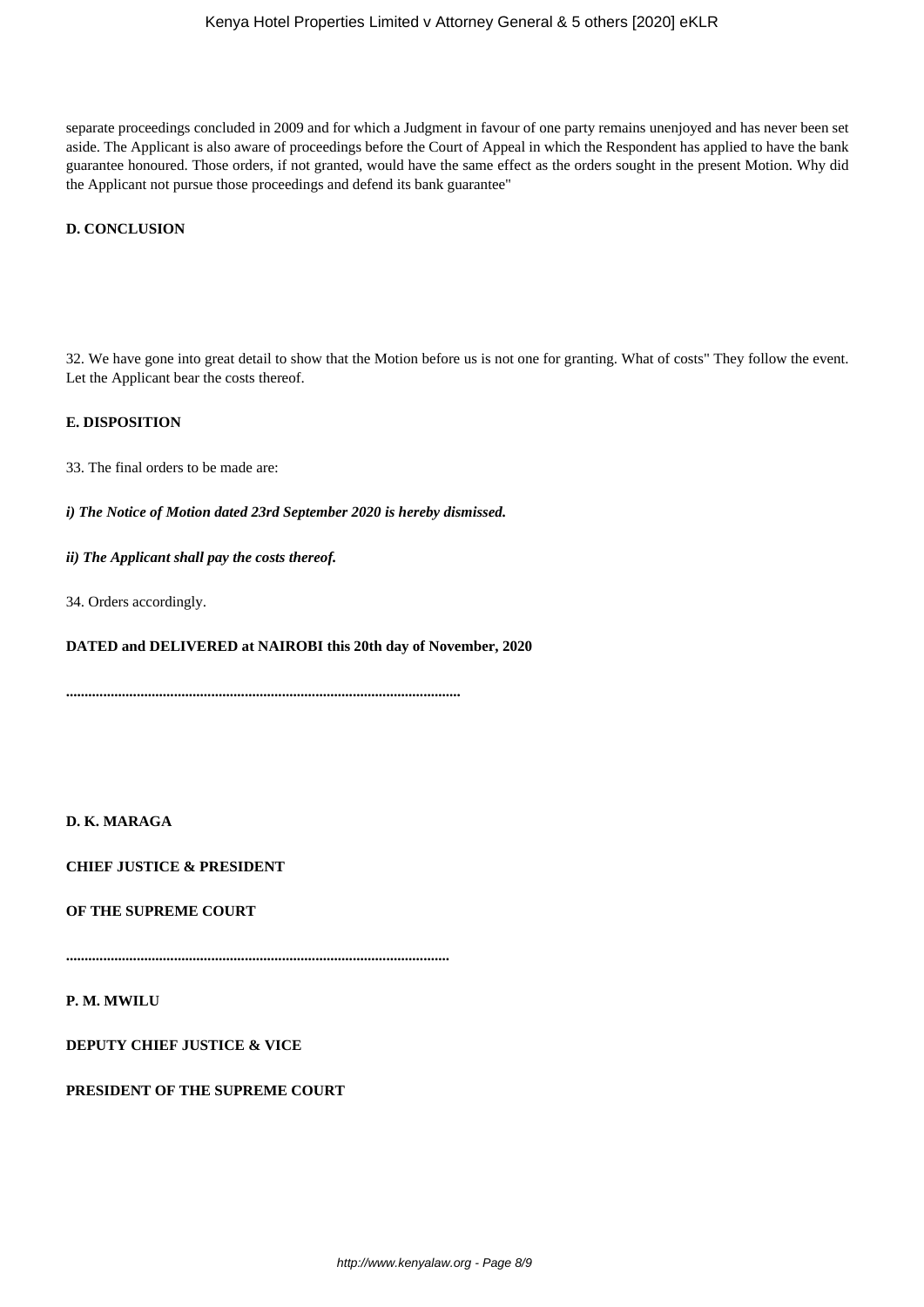separate proceedings concluded in 2009 and for which a Judgment in favour of one party remains unenjoyed and has never been set aside. The Applicant is also aware of proceedings before the Court of Appeal in which the Respondent has applied to have the bank guarantee honoured. Those orders, if not granted, would have the same effect as the orders sought in the present Motion. Why did the Applicant not pursue those proceedings and defend its bank guarantee"

**D. CONCLUSION**

32. We have gone into great detail to show that the Motion before us is not one for granting. What of costs" They follow the event. Let the Applicant bear the costs thereof.

**E. DISPOSITION**

33. The final orders to be made are:

***i) The Notice of Motion dated 23rd September 2020 is hereby dismissed.***

***ii) The Applicant shall pay the costs thereof.***

34. Orders accordingly.

**DATED and DELIVERED at NAIROBI this 20th day of November, 2020**

**.........................................................................................................**

**D. K. MARAGA**

**CHIEF JUSTICE & PRESIDENT**

**OF THE SUPREME COURT**

**.......................................................................................................**

**P. M. MWILU**

**DEPUTY CHIEF JUSTICE & VICE**

**PRESIDENT OF THE SUPREME COURT**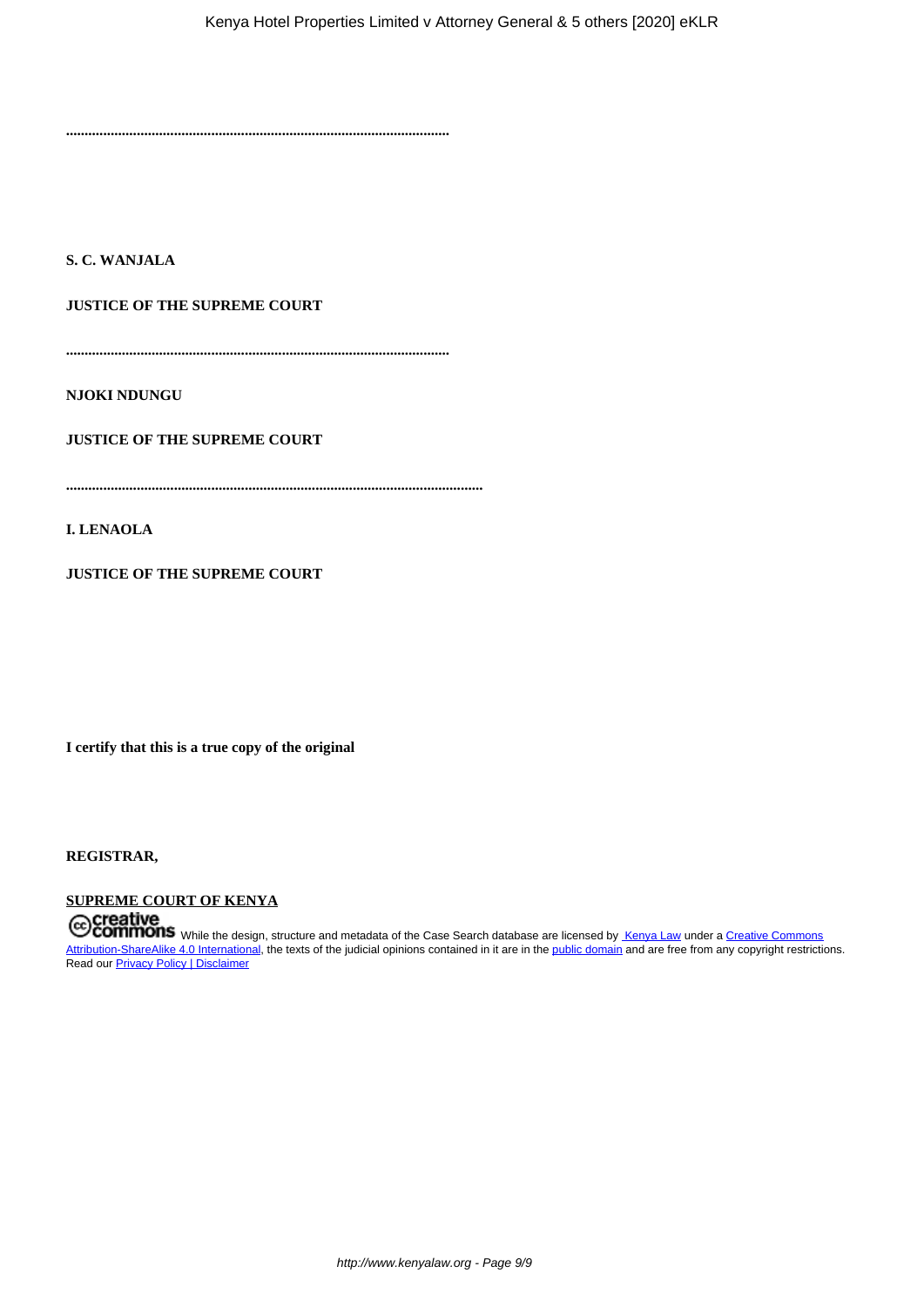......................................................................................................

**S. C. WANJALA**

**JUSTICE OF THE SUPREME COURT**

......................................................................................................

**NJOKI NDUNGU**

**JUSTICE OF THE SUPREME COURT**

..............................................................................................................

**I. LENAOLA**

**JUSTICE OF THE SUPREME COURT**

**I certify that this is a true copy of the original**

**REGISTRAR,**

**SUPREME COURT OF KENYA**

While the design, structure and metadata of the Case Search database are licensed by Kenya Law under a Creative Commons Attribution-ShareAlike 4.0 International, the texts of the judicial opinions contained in it are in the public domain and are free from any copyright restrictions. Read our Privacy Policy | Disclaimer